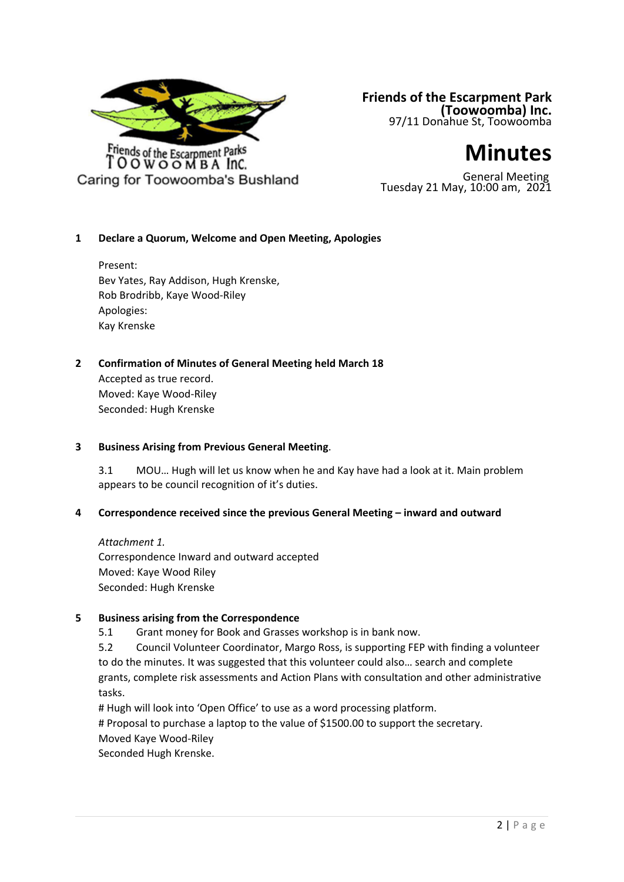Friends of the Escarpment Parks
TOOWOOMBA Inc.
Caring for Toowoomba's Bushland

**Friends of the Escarpment Park (Toowoomba) Inc.**
97/11 Donahue St, Toowoomba

# Minutes

General Meeting
Tuesday 21 May, 10:00 am, 2021

**1 Declare a Quorum, Welcome and Open Meeting, Apologies**

Present:
Bev Yates, Ray Addison, Hugh Krenske,
Rob Brodribb, Kaye Wood-Riley
Apologies:
Kay Krenske

**2 Confirmation of Minutes of General Meeting held March 18**

Accepted as true record.
Moved: Kaye Wood-Riley
Seconded: Hugh Krenske

**3 Business Arising from Previous General Meeting**.

3.1 MOU… Hugh will let us know when he and Kay have had a look at it. Main problem appears to be council recognition of it's duties.

**4 Correspondence received since the previous General Meeting – inward and outward**

*Attachment 1.*
Correspondence Inward and outward accepted
Moved: Kaye Wood Riley
Seconded: Hugh Krenske

**5 Business arising from the Correspondence**

5.1 Grant money for Book and Grasses workshop is in bank now.
5.2 Council Volunteer Coordinator, Margo Ross, is supporting FEP with finding a volunteer to do the minutes. It was suggested that this volunteer could also… search and complete grants, complete risk assessments and Action Plans with consultation and other administrative tasks.
# Hugh will look into 'Open Office' to use as a word processing platform.
# Proposal to purchase a laptop to the value of $1500.00 to support the secretary.
Moved Kaye Wood-Riley
Seconded Hugh Krenske.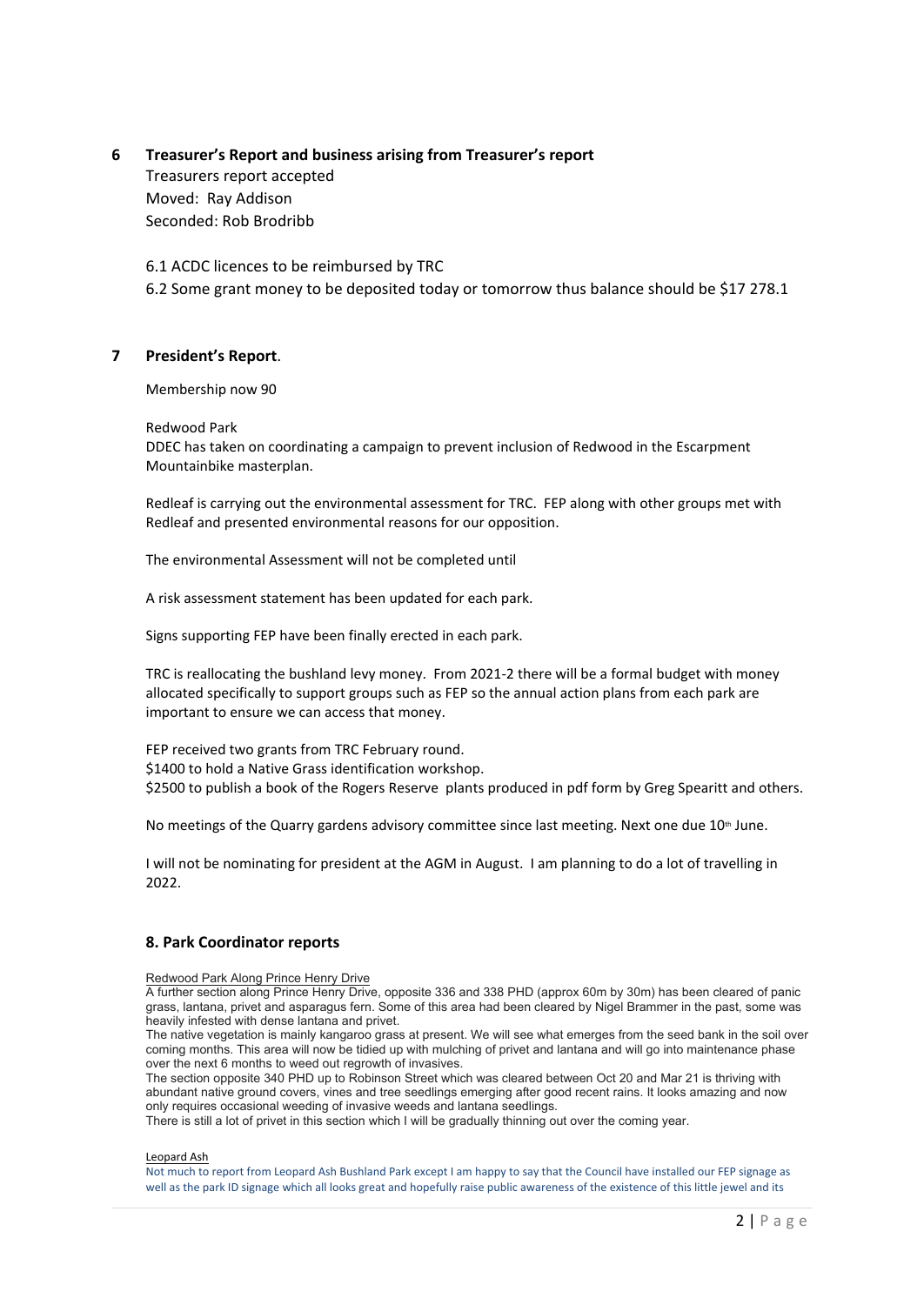## 6 Treasurer's Report and business arising from Treasurer's report

Treasurers report accepted

Moved: Ray Addison

Seconded: Rob Brodribb

6.1 ACDC licences to be reimbursed by TRC

6.2 Some grant money to be deposited today or tomorrow thus balance should be $17 278.1

## 7 President's Report.

Membership now 90

Redwood Park

DDEC has taken on coordinating a campaign to prevent inclusion of Redwood in the Escarpment Mountainbike masterplan.

Redleaf is carrying out the environmental assessment for TRC. FEP along with other groups met with Redleaf and presented environmental reasons for our opposition.

The environmental Assessment will not be completed until

A risk assessment statement has been updated for each park.

Signs supporting FEP have been finally erected in each park.

TRC is reallocating the bushland levy money. From 2021-2 there will be a formal budget with money allocated specifically to support groups such as FEP so the annual action plans from each park are important to ensure we can access that money.

FEP received two grants from TRC February round.

$1400 to hold a Native Grass identification workshop.

$2500 to publish a book of the Rogers Reserve plants produced in pdf form by Greg Spearitt and others.

No meetings of the Quarry gardens advisory committee since last meeting. Next one due 10th June.

I will not be nominating for president at the AGM in August. I am planning to do a lot of travelling in 2022.

## 8. Park Coordinator reports

Redwood Park Along Prince Henry Drive

A further section along Prince Henry Drive, opposite 336 and 338 PHD (approx 60m by 30m) has been cleared of panic grass, lantana, privet and asparagus fern. Some of this area had been cleared by Nigel Brammer in the past, some was heavily infested with dense lantana and privet.

The native vegetation is mainly kangaroo grass at present. We will see what emerges from the seed bank in the soil over coming months. This area will now be tidied up with mulching of privet and lantana and will go into maintenance phase over the next 6 months to weed out regrowth of invasives.

The section opposite 340 PHD up to Robinson Street which was cleared between Oct 20 and Mar 21 is thriving with abundant native ground covers, vines and tree seedlings emerging after good recent rains. It looks amazing and now only requires occasional weeding of invasive weeds and lantana seedlings.

There is still a lot of privet in this section which I will be gradually thinning out over the coming year.

Leopard Ash

Not much to report from Leopard Ash Bushland Park except I am happy to say that the Council have installed our FEP signage as well as the park ID signage which all looks great and hopefully raise public awareness of the existence of this little jewel and its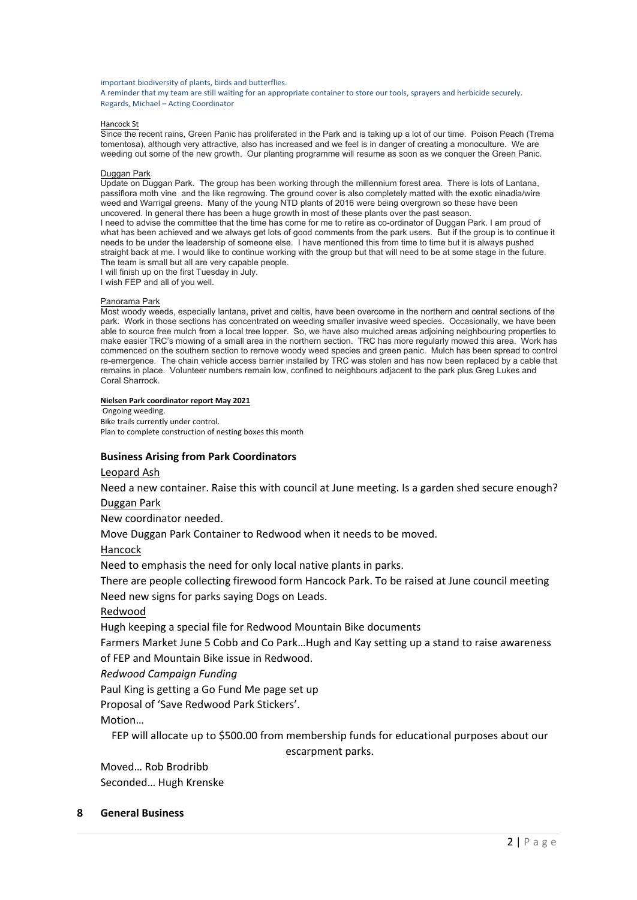important biodiversity of plants, birds and butterflies.
A reminder that my team are still waiting for an appropriate container to store our tools, sprayers and herbicide securely.
Regards, Michael – Acting Coordinator

Hancock St

Since the recent rains, Green Panic has proliferated in the Park and is taking up a lot of our time. Poison Peach (Trema tomentosa), although very attractive, also has increased and we feel is in danger of creating a monoculture. We are weeding out some of the new growth. Our planting programme will resume as soon as we conquer the Green Panic.

Duggan Park

Update on Duggan Park. The group has been working through the millennium forest area. There is lots of Lantana, passiflora moth vine and the like regrowing. The ground cover is also completely matted with the exotic einadia/wire weed and Warrigal greens. Many of the young NTD plants of 2016 were being overgrown so these have been uncovered. In general there has been a huge growth in most of these plants over the past season.
I need to advise the committee that the time has come for me to retire as co-ordinator of Duggan Park. I am proud of what has been achieved and we always get lots of good comments from the park users. But if the group is to continue it needs to be under the leadership of someone else. I have mentioned this from time to time but it is always pushed straight back at me. I would like to continue working with the group but that will need to be at some stage in the future. The team is small but all are very capable people.
I will finish up on the first Tuesday in July.
I wish FEP and all of you well.

Panorama Park

Most woody weeds, especially lantana, privet and celtis, have been overcome in the northern and central sections of the park. Work in those sections has concentrated on weeding smaller invasive weed species. Occasionally, we have been able to source free mulch from a local tree lopper. So, we have also mulched areas adjoining neighbouring properties to make easier TRC's mowing of a small area in the northern section. TRC has more regularly mowed this area. Work has commenced on the southern section to remove woody weed species and green panic. Mulch has been spread to control re-emergence. The chain vehicle access barrier installed by TRC was stolen and has now been replaced by a cable that remains in place. Volunteer numbers remain low, confined to neighbours adjacent to the park plus Greg Lukes and Coral Sharrock.

**Nielsen Park coordinator report May 2021**

Ongoing weeding.
Bike trails currently under control.
Plan to complete construction of nesting boxes this month

### Business Arising from Park Coordinators

Leopard Ash

Need a new container. Raise this with council at June meeting. Is a garden shed secure enough?

Duggan Park

New coordinator needed.

Move Duggan Park Container to Redwood when it needs to be moved.

Hancock

Need to emphasis the need for only local native plants in parks.

There are people collecting firewood form Hancock Park. To be raised at June council meeting

Need new signs for parks saying Dogs on Leads.

Redwood

Hugh keeping a special file for Redwood Mountain Bike documents

Farmers Market June 5 Cobb and Co Park…Hugh and Kay setting up a stand to raise awareness of FEP and Mountain Bike issue in Redwood.

*Redwood Campaign Funding*

Paul King is getting a Go Fund Me page set up

Proposal of 'Save Redwood Park Stickers'.

Motion…

FEP will allocate up to $500.00 from membership funds for educational purposes about our escarpment parks.

Moved… Rob Brodribb
Seconded… Hugh Krenske

## 8 General Business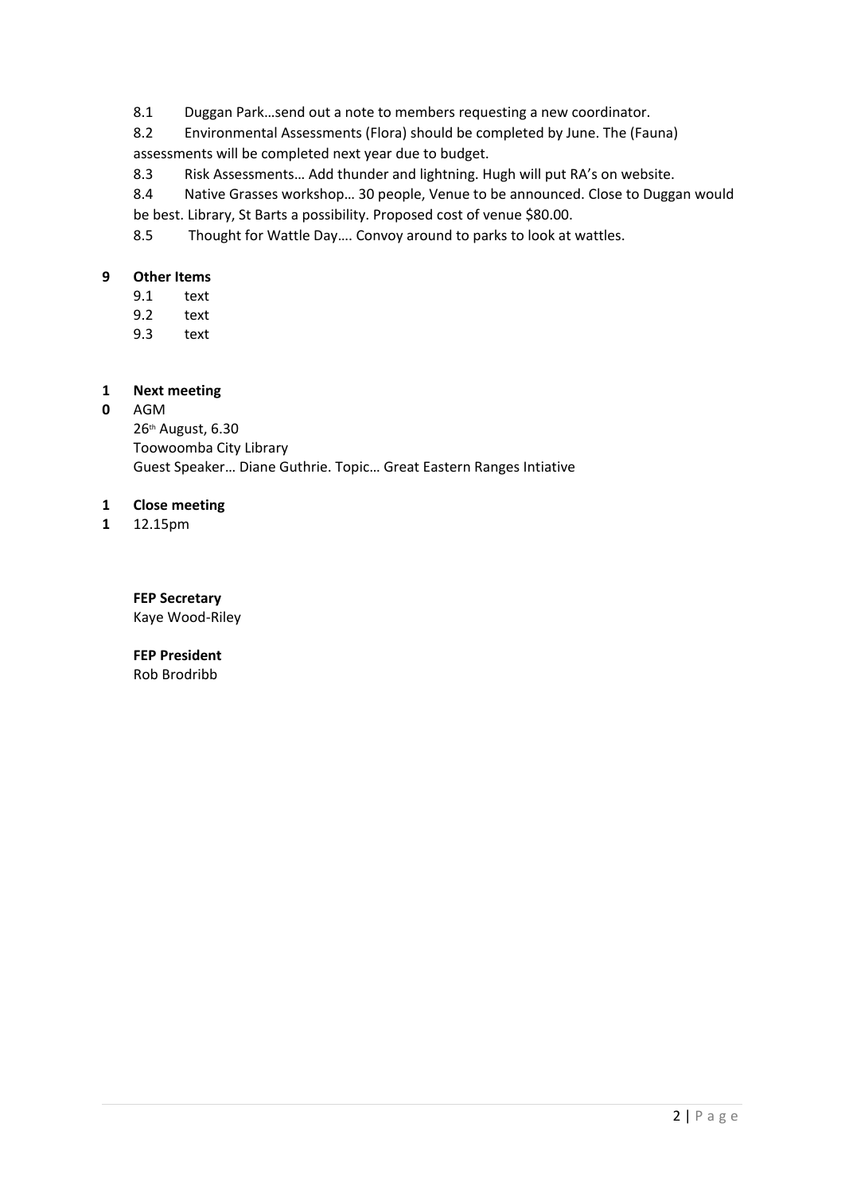8.1 Duggan Park…send out a note to members requesting a new coordinator.

8.2 Environmental Assessments (Flora) should be completed by June. The (Fauna) assessments will be completed next year due to budget.

8.3 Risk Assessments… Add thunder and lightning. Hugh will put RA's on website.

8.4 Native Grasses workshop… 30 people, Venue to be announced. Close to Duggan would be best. Library, St Barts a possibility. Proposed cost of venue $80.00.

8.5 Thought for Wattle Day…. Convoy around to parks to look at wattles.

## 9 Other Items

9.1 text

9.2 text

9.3 text

## 10 Next meeting

AGM

26th August, 6.30

Toowoomba City Library

Guest Speaker… Diane Guthrie. Topic… Great Eastern Ranges Intiative

## 11 Close meeting

12.15pm

**FEP Secretary**

Kaye Wood-Riley

**FEP President**

Rob Brodribb